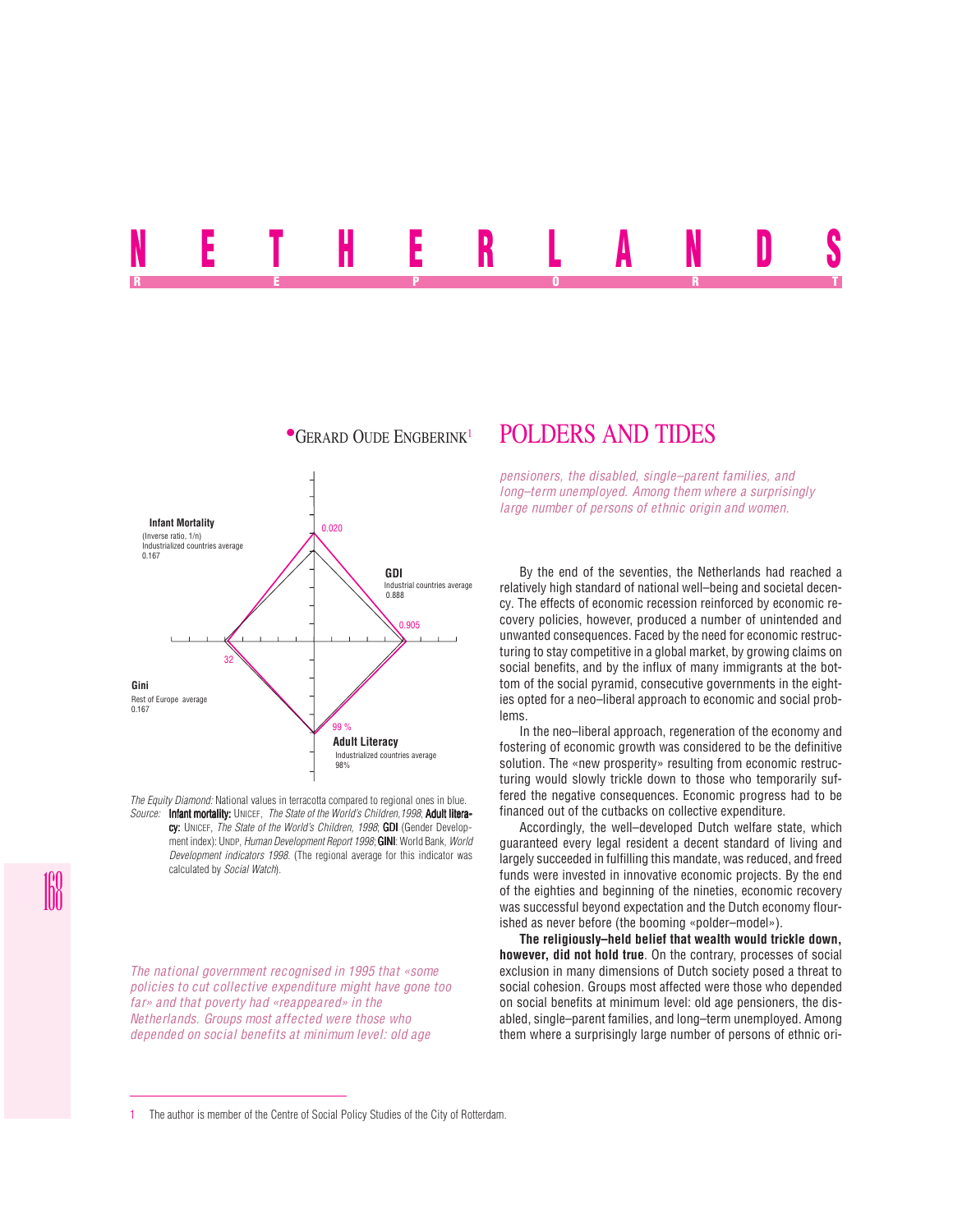# NETHERLANDS

REPORT

• GERARD OUDE ENGBERINK[1]

## POLDERS AND TIDES

Infant Mortality (Inverse ratio, 1/n) Industrialized countries average 0.167 — 0.020

GDI Industrial countries average 0.888 — 0.905

Gini Rest of Europe average 0.167 — 32

Adult Literacy Industrialized countries average 98% — 99 %

*The Equity Diamond:* National values in terracotta compared to regional ones in blue.
*Source:* **Infant mortality:** UNICEF, *The State of the World's Children, 1998*; **Adult literacy:** UNICEF, *The State of the World's Children, 1998*; **GDI** (Gender Development index): UNDP, *Human Development Report 1998*; **GINI**: World Bank, *World Development indicators 1998*. (The regional average for this indicator was calculated by *Social Watch*).

*The national government recognised in 1995 that «some policies to cut collective expenditure might have gone too far» and that poverty had «reappeared» in the Netherlands. Groups most affected were those who depended on social benefits at minimum level: old age pensioners, the disabled, single–parent families, and long–term unemployed. Among them where a surprisingly large number of persons of ethnic origin and women.*

By the end of the seventies, the Netherlands had reached a relatively high standard of national well–being and societal decency. The effects of economic recession reinforced by economic recovery policies, however, produced a number of unintended and unwanted consequences. Faced by the need for economic restructuring to stay competitive in a global market, by growing claims on social benefits, and by the influx of many immigrants at the bottom of the social pyramid, consecutive governments in the eighties opted for a neo–liberal approach to economic and social problems.

In the neo–liberal approach, regeneration of the economy and fostering of economic growth was considered to be the definitive solution. The «new prosperity» resulting from economic restructuring would slowly trickle down to those who temporarily suffered the negative consequences. Economic progress had to be financed out of the cutbacks on collective expenditure.

Accordingly, the well–developed Dutch welfare state, which guaranteed every legal resident a decent standard of living and largely succeeded in fulfilling this mandate, was reduced, and freed funds were invested in innovative economic projects. By the end of the eighties and beginning of the nineties, economic recovery was successful beyond expectation and the Dutch economy flourished as never before (the booming «polder–model»).

**The religiously–held belief that wealth would trickle down, however, did not hold true**. On the contrary, processes of social exclusion in many dimensions of Dutch society posed a threat to social cohesion. Groups most affected were those who depended on social benefits at minimum level: old age pensioners, the disabled, single–parent families, and long–term unemployed. Among them where a surprisingly large number of persons of ethnic ori-

[1] The author is member of the Centre of Social Policy Studies of the City of Rotterdam.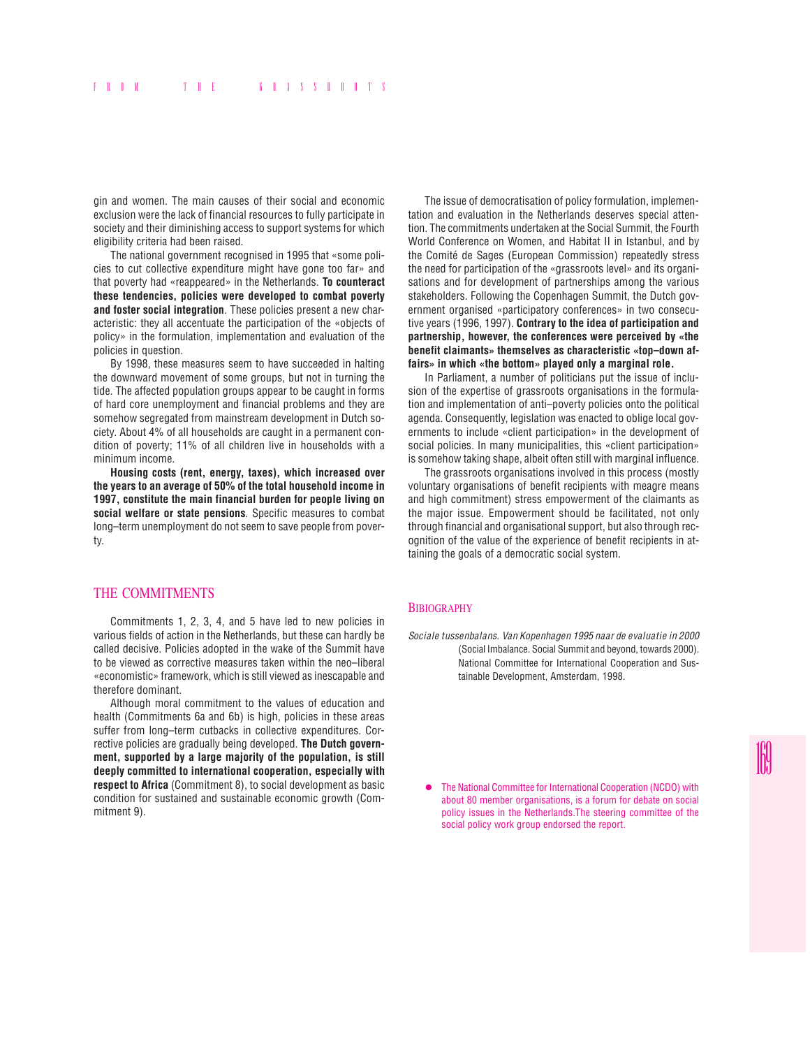gin and women. The main causes of their social and economic exclusion were the lack of financial resources to fully participate in society and their diminishing access to support systems for which eligibility criteria had been raised.

The national government recognised in 1995 that «some policies to cut collective expenditure might have gone too far» and that poverty had «reappeared» in the Netherlands. **To counteract these tendencies, policies were developed to combat poverty and foster social integration**. These policies present a new characteristic: they all accentuate the participation of the «objects of policy» in the formulation, implementation and evaluation of the policies in question.

By 1998, these measures seem to have succeeded in halting the downward movement of some groups, but not in turning the tide. The affected population groups appear to be caught in forms of hard core unemployment and financial problems and they are somehow segregated from mainstream development in Dutch society. About 4% of all households are caught in a permanent condition of poverty; 11% of all children live in households with a minimum income.

**Housing costs (rent, energy, taxes), which increased over the years to an average of 50% of the total household income in 1997, constitute the main financial burden for people living on social welfare or state pensions**. Specific measures to combat long–term unemployment do not seem to save people from poverty.

## THE COMMITMENTS

Commitments 1, 2, 3, 4, and 5 have led to new policies in various fields of action in the Netherlands, but these can hardly be called decisive. Policies adopted in the wake of the Summit have to be viewed as corrective measures taken within the neo–liberal «economistic» framework, which is still viewed as inescapable and therefore dominant.

Although moral commitment to the values of education and health (Commitments 6a and 6b) is high, policies in these areas suffer from long–term cutbacks in collective expenditures. Corrective policies are gradually being developed. **The Dutch government, supported by a large majority of the population, is still deeply committed to international cooperation, especially with respect to Africa** (Commitment 8), to social development as basic condition for sustained and sustainable economic growth (Commitment 9).

The issue of democratisation of policy formulation, implementation and evaluation in the Netherlands deserves special attention. The commitments undertaken at the Social Summit, the Fourth World Conference on Women, and Habitat II in Istanbul, and by the Comité de Sages (European Commission) repeatedly stress the need for participation of the «grassroots level» and its organisations and for development of partnerships among the various stakeholders. Following the Copenhagen Summit, the Dutch government organised «participatory conferences» in two consecutive years (1996, 1997). **Contrary to the idea of participation and partnership, however, the conferences were perceived by «the benefit claimants» themselves as characteristic «top–down affairs» in which «the bottom» played only a marginal role.**

In Parliament, a number of politicians put the issue of inclusion of the expertise of grassroots organisations in the formulation and implementation of anti–poverty policies onto the political agenda. Consequently, legislation was enacted to oblige local governments to include «client participation» in the development of social policies. In many municipalities, this «client participation» is somehow taking shape, albeit often still with marginal influence.

The grassroots organisations involved in this process (mostly voluntary organisations of benefit recipients with meagre means and high commitment) stress empowerment of the claimants as the major issue. Empowerment should be facilitated, not only through financial and organisational support, but also through recognition of the value of the experience of benefit recipients in attaining the goals of a democratic social system.

### BIBIOGRAPHY

*Sociale tussenbalans. Van Kopenhagen 1995 naar de evaluatie in 2000* (Social Imbalance. Social Summit and beyond, towards 2000). National Committee for International Cooperation and Sustainable Development, Amsterdam, 1998.

- The National Committee for International Cooperation (NCDO) with about 80 member organisations, is a forum for debate on social policy issues in the Netherlands.The steering committee of the social policy work group endorsed the report.